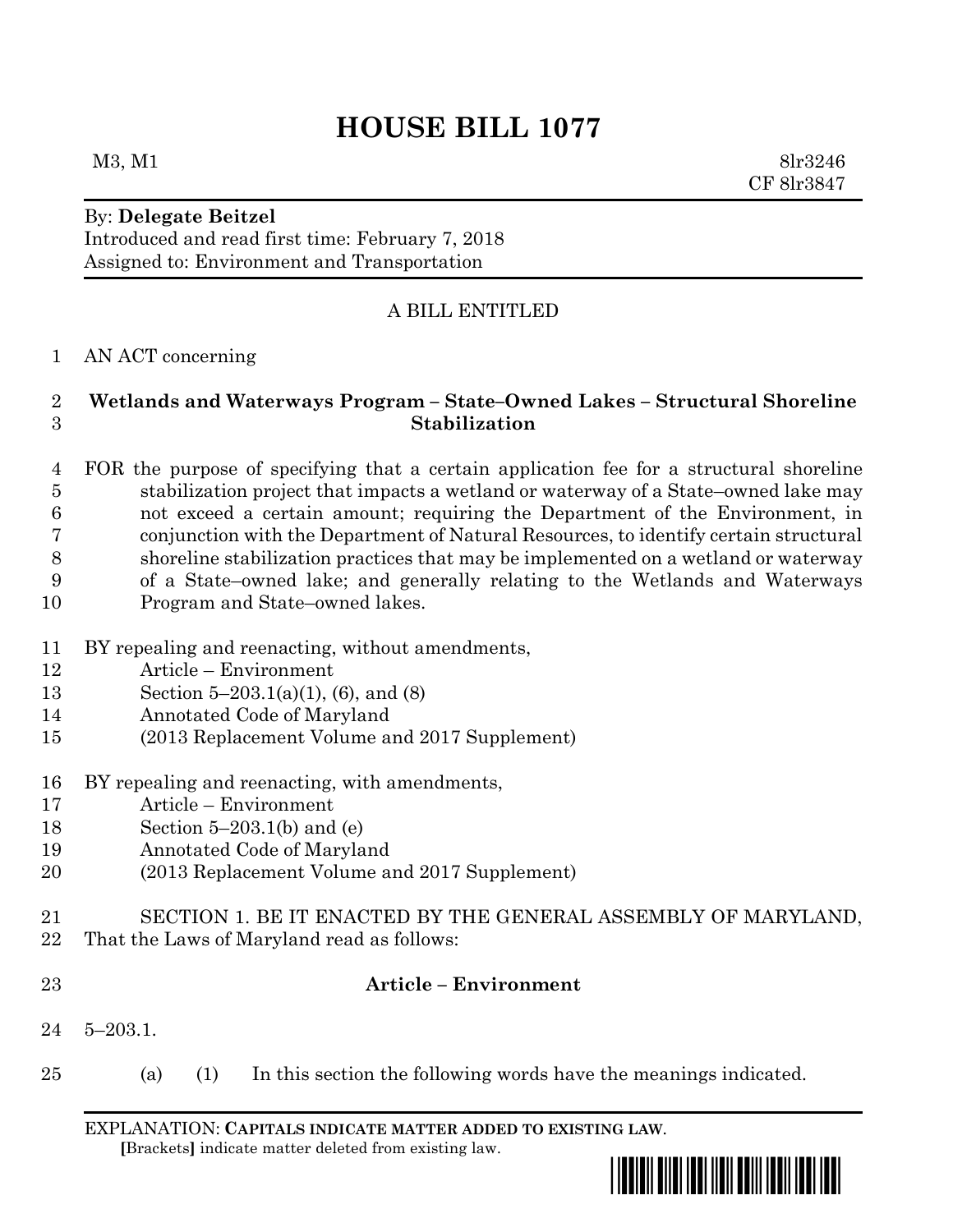# HOUSE BILL 1077

M3, M1 8lr3246
CF 8lr3847

By: **Delegate Beitzel**
Introduced and read first time: February 7, 2018
Assigned to: Environment and Transportation

A BILL ENTITLED

AN ACT concerning

**Wetlands and Waterways Program – State–Owned Lakes – Structural Shoreline Stabilization**

FOR the purpose of specifying that a certain application fee for a structural shoreline stabilization project that impacts a wetland or waterway of a State–owned lake may not exceed a certain amount; requiring the Department of the Environment, in conjunction with the Department of Natural Resources, to identify certain structural shoreline stabilization practices that may be implemented on a wetland or waterway of a State–owned lake; and generally relating to the Wetlands and Waterways Program and State–owned lakes.

BY repealing and reenacting, without amendments,
Article – Environment
Section 5–203.1(a)(1), (6), and (8)
Annotated Code of Maryland
(2013 Replacement Volume and 2017 Supplement)

BY repealing and reenacting, with amendments,
Article – Environment
Section 5–203.1(b) and (e)
Annotated Code of Maryland
(2013 Replacement Volume and 2017 Supplement)

SECTION 1. BE IT ENACTED BY THE GENERAL ASSEMBLY OF MARYLAND, That the Laws of Maryland read as follows:

**Article – Environment**

5–203.1.

(a) (1) In this section the following words have the meanings indicated.

EXPLANATION: **CAPITALS INDICATE MATTER ADDED TO EXISTING LAW**.
**[**Brackets**]** indicate matter deleted from existing law.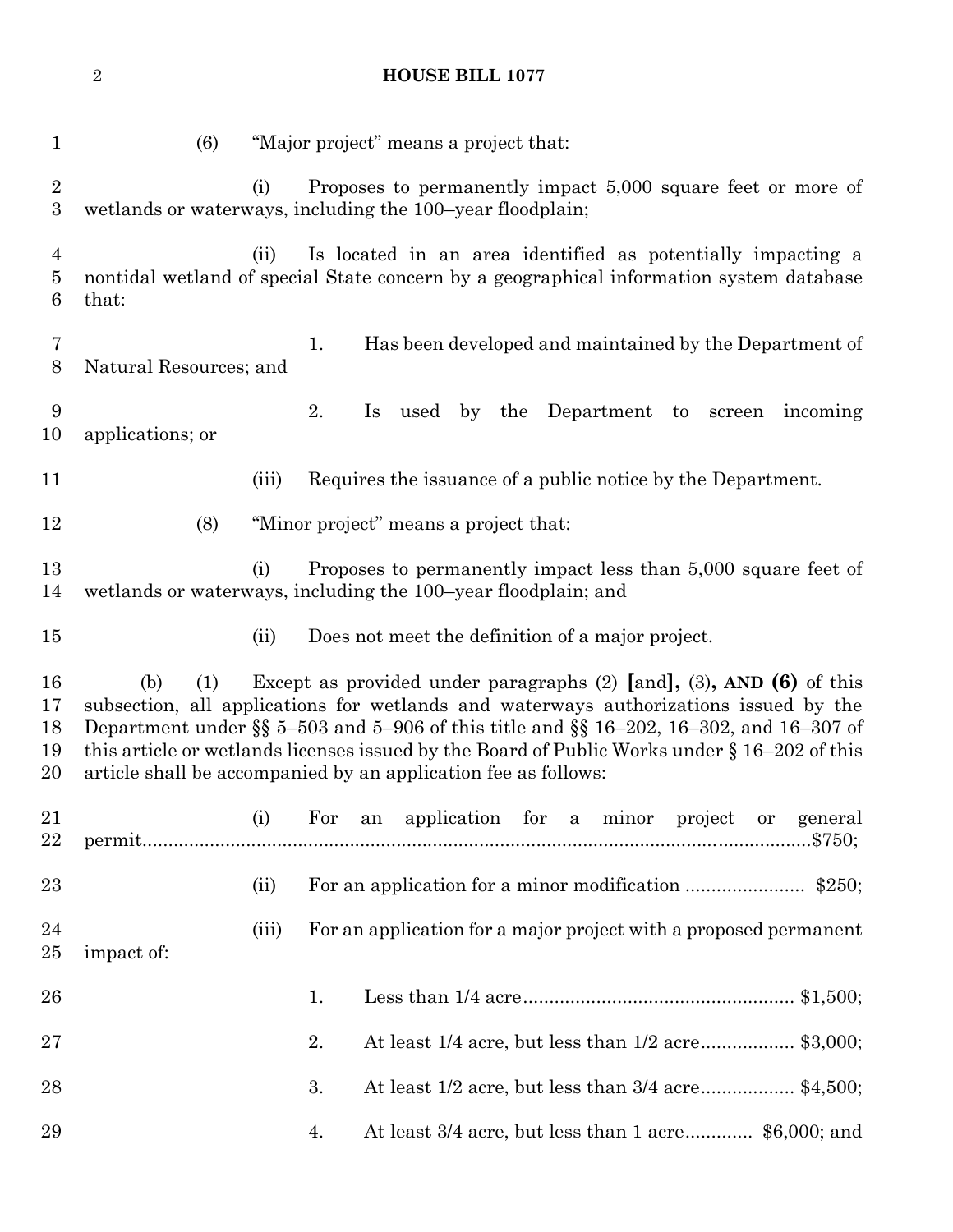(6) "Major project" means a project that:

(i) Proposes to permanently impact 5,000 square feet or more of wetlands or waterways, including the 100–year floodplain;

(ii) Is located in an area identified as potentially impacting a nontidal wetland of special State concern by a geographical information system database that:

1. Has been developed and maintained by the Department of Natural Resources; and

2. Is used by the Department to screen incoming applications; or

(iii) Requires the issuance of a public notice by the Department.

(8) "Minor project" means a project that:

(i) Proposes to permanently impact less than 5,000 square feet of wetlands or waterways, including the 100–year floodplain; and

(ii) Does not meet the definition of a major project.

(b) (1) Except as provided under paragraphs (2) **[**and**]**, (3)**, AND (6)** of this subsection, all applications for wetlands and waterways authorizations issued by the Department under §§ 5–503 and 5–906 of this title and §§ 16–202, 16–302, and 16–307 of this article or wetlands licenses issued by the Board of Public Works under § 16–202 of this article shall be accompanied by an application fee as follows:

(i) For an application for a minor project or general permit.......................................................................................................................$750;

(ii) For an application for a minor modification ...................... $250;

(iii) For an application for a major project with a proposed permanent impact of:

1. Less than 1/4 acre.................................................. $1,500;

2. At least 1/4 acre, but less than 1/2 acre................. $3,000;

3. At least 1/2 acre, but less than 3/4 acre................. $4,500;

4. At least 3/4 acre, but less than 1 acre............ $6,000; and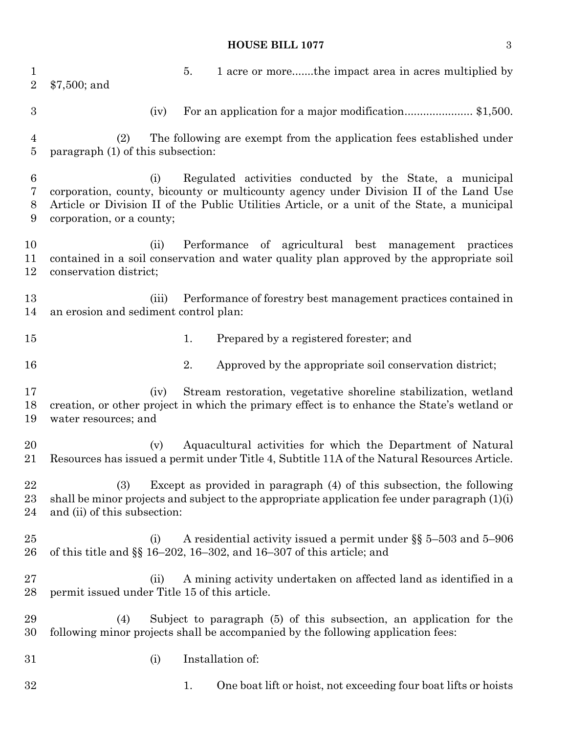5. 1 acre or more.......the impact area in acres multiplied by $7,500; and

(iv) For an application for a major modification...................... $1,500.

(2) The following are exempt from the application fees established under paragraph (1) of this subsection:

(i) Regulated activities conducted by the State, a municipal corporation, county, bicounty or multicounty agency under Division II of the Land Use Article or Division II of the Public Utilities Article, or a unit of the State, a municipal corporation, or a county;

(ii) Performance of agricultural best management practices contained in a soil conservation and water quality plan approved by the appropriate soil conservation district;

(iii) Performance of forestry best management practices contained in an erosion and sediment control plan:

1. Prepared by a registered forester; and

2. Approved by the appropriate soil conservation district;

(iv) Stream restoration, vegetative shoreline stabilization, wetland creation, or other project in which the primary effect is to enhance the State's wetland or water resources; and

(v) Aquacultural activities for which the Department of Natural Resources has issued a permit under Title 4, Subtitle 11A of the Natural Resources Article.

(3) Except as provided in paragraph (4) of this subsection, the following shall be minor projects and subject to the appropriate application fee under paragraph (1)(i) and (ii) of this subsection:

(i) A residential activity issued a permit under §§ 5–503 and 5–906 of this title and §§ 16–202, 16–302, and 16–307 of this article; and

(ii) A mining activity undertaken on affected land as identified in a permit issued under Title 15 of this article.

(4) Subject to paragraph (5) of this subsection, an application for the following minor projects shall be accompanied by the following application fees:

(i) Installation of:

1. One boat lift or hoist, not exceeding four boat lifts or hoists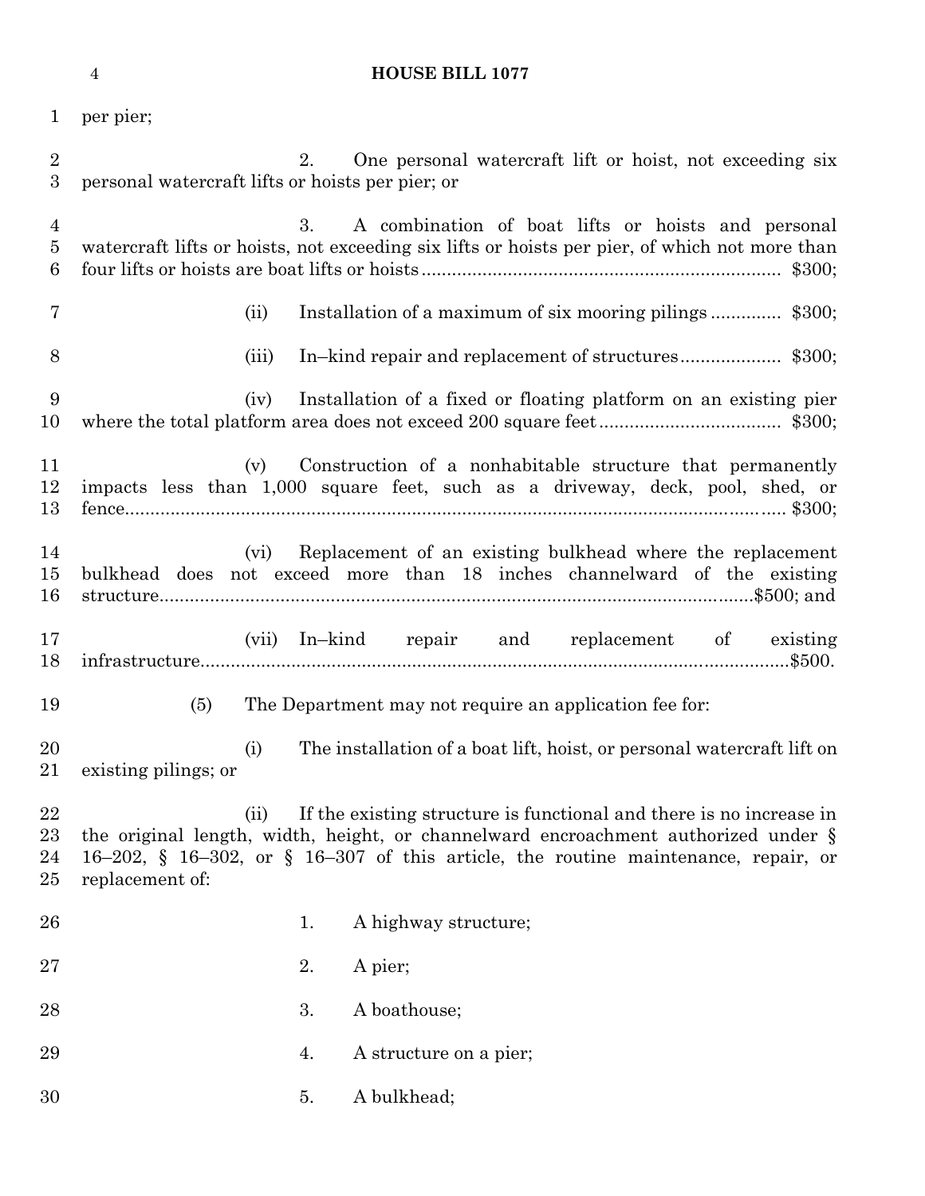per pier;

2. One personal watercraft lift or hoist, not exceeding six personal watercraft lifts or hoists per pier; or

3. A combination of boat lifts or hoists and personal watercraft lifts or hoists, not exceeding six lifts or hoists per pier, of which not more than four lifts or hoists are boat lifts or hoists ........................................................................ $300;

(ii) Installation of a maximum of six mooring pilings ............. $300;

(iii) In–kind repair and replacement of structures.................... $300;

(iv) Installation of a fixed or floating platform on an existing pier where the total platform area does not exceed 200 square feet.................................... $300;

(v) Construction of a nonhabitable structure that permanently impacts less than 1,000 square feet, such as a driveway, deck, pool, shed, or fence.................................................................................................................... $300;

(vi) Replacement of an existing bulkhead where the replacement bulkhead does not exceed more than 18 inches channelward of the existing structure..........................................................................................................$500; and

(vii) In–kind repair and replacement of existing infrastructure.....................................................................................................................$500.

(5) The Department may not require an application fee for:

(i) The installation of a boat lift, hoist, or personal watercraft lift on existing pilings; or

(ii) If the existing structure is functional and there is no increase in the original length, width, height, or channelward encroachment authorized under § 16–202, § 16–302, or § 16–307 of this article, the routine maintenance, repair, or replacement of:

1. A highway structure;

2. A pier;

3. A boathouse;

4. A structure on a pier;

5. A bulkhead;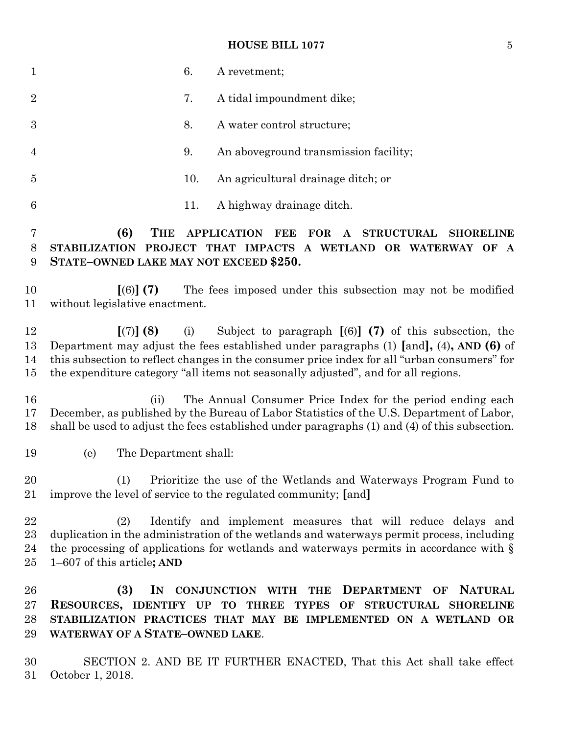6. A revetment;

7. A tidal impoundment dike;

8. A water control structure;

9. An aboveground transmission facility;

10. An agricultural drainage ditch; or

11. A highway drainage ditch.

**(6) THE APPLICATION FEE FOR A STRUCTURAL SHORELINE STABILIZATION PROJECT THAT IMPACTS A WETLAND OR WATERWAY OF A STATE–OWNED LAKE MAY NOT EXCEED $250.**

[(6)] **(7)** The fees imposed under this subsection may not be modified without legislative enactment.

[(7)] **(8)** (i) Subject to paragraph [(6)] **(7)** of this subsection, the Department may adjust the fees established under paragraphs (1) [and]**,** (4)**, AND (6)** of this subsection to reflect changes in the consumer price index for all "urban consumers" for the expenditure category "all items not seasonally adjusted", and for all regions.

(ii) The Annual Consumer Price Index for the period ending each December, as published by the Bureau of Labor Statistics of the U.S. Department of Labor, shall be used to adjust the fees established under paragraphs (1) and (4) of this subsection.

(e) The Department shall:

(1) Prioritize the use of the Wetlands and Waterways Program Fund to improve the level of service to the regulated community; [and]

(2) Identify and implement measures that will reduce delays and duplication in the administration of the wetlands and waterways permit process, including the processing of applications for wetlands and waterways permits in accordance with § 1–607 of this article**; AND**

**(3) IN CONJUNCTION WITH THE DEPARTMENT OF NATURAL RESOURCES, IDENTIFY UP TO THREE TYPES OF STRUCTURAL SHORELINE STABILIZATION PRACTICES THAT MAY BE IMPLEMENTED ON A WETLAND OR WATERWAY OF A STATE–OWNED LAKE**.

SECTION 2. AND BE IT FURTHER ENACTED, That this Act shall take effect October 1, 2018.